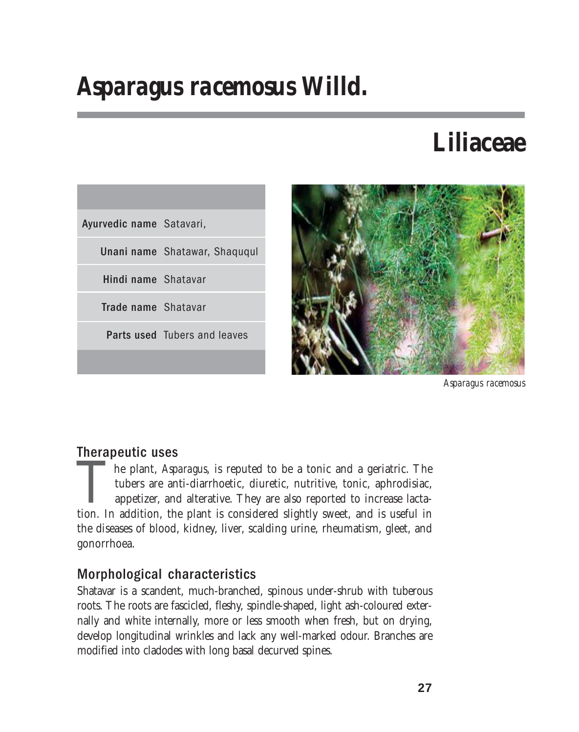# *Asparagus racemosus* Willd.

## Liliaceae

| | |
|---|---|
| **Ayurvedic name** | Satavari, |
| **Unani name** | Shatawar, Shaququl |
| **Hindi name** | Shatavar |
| **Trade name** | Shatavar |
| **Parts used** | Tubers and leaves |

*Asparagus racemosus*

### Therapeutic uses

The plant, *Asparagus*, is reputed to be a tonic and a geriatric. The tubers are anti-diarrhoetic, diuretic, nutritive, tonic, aphrodisiac, appetizer, and alterative. They are also reported to increase lactation. In addition, the plant is considered slightly sweet, and is useful in the diseases of blood, kidney, liver, scalding urine, rheumatism, gleet, and gonorrhoea.

### Morphological characteristics

Shatavar is a scandent, much-branched, spinous under-shrub with tuberous roots. The roots are fascicled, fleshy, spindle-shaped, light ash-coloured externally and white internally, more or less smooth when fresh, but on drying, develop longitudinal wrinkles and lack any well-marked odour. Branches are modified into cladodes with long basal decurved spines.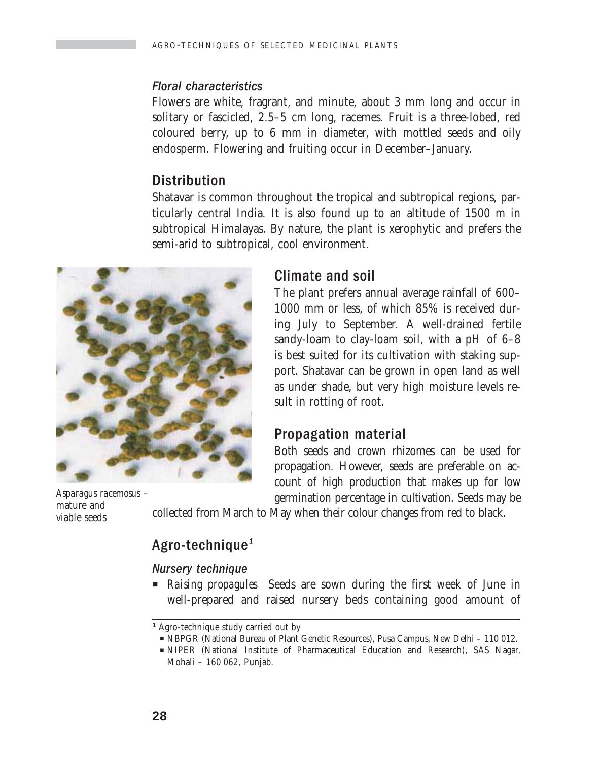### *Floral characteristics*

Flowers are white, fragrant, and minute, about 3 mm long and occur in solitary or fascicled, 2.5–5 cm long, racemes. Fruit is a three-lobed, red coloured berry, up to 6 mm in diameter, with mottled seeds and oily endosperm. Flowering and fruiting occur in December–January.

## Distribution

Shatavar is common throughout the tropical and subtropical regions, particularly central India. It is also found up to an altitude of 1500 m in subtropical Himalayas. By nature, the plant is xerophytic and prefers the semi-arid to subtropical, cool environment.

*Asparagus racemosus* – mature and viable seeds

## Climate and soil

The plant prefers annual average rainfall of 600–1000 mm or less, of which 85% is received during July to September. A well-drained fertile sandy-loam to clay-loam soil, with a pH of 6–8 is best suited for its cultivation with staking support. Shatavar can be grown in open land as well as under shade, but very high moisture levels result in rotting of root.

## Propagation material

Both seeds and crown rhizomes can be used for propagation. However, seeds are preferable on account of high production that makes up for low germination percentage in cultivation. Seeds may be collected from March to May when their colour changes from red to black.

## Agro-technique[1]

### *Nursery technique*

- *Raising propagules* Seeds are sown during the first week of June in well-prepared and raised nursery beds containing good amount of

---

[1] Agro-technique study carried out by

- NBPGR (National Bureau of Plant Genetic Resources), Pusa Campus, New Delhi – 110 012.
- NIPER (National Institute of Pharmaceutical Education and Research), SAS Nagar, Mohali – 160 062, Punjab.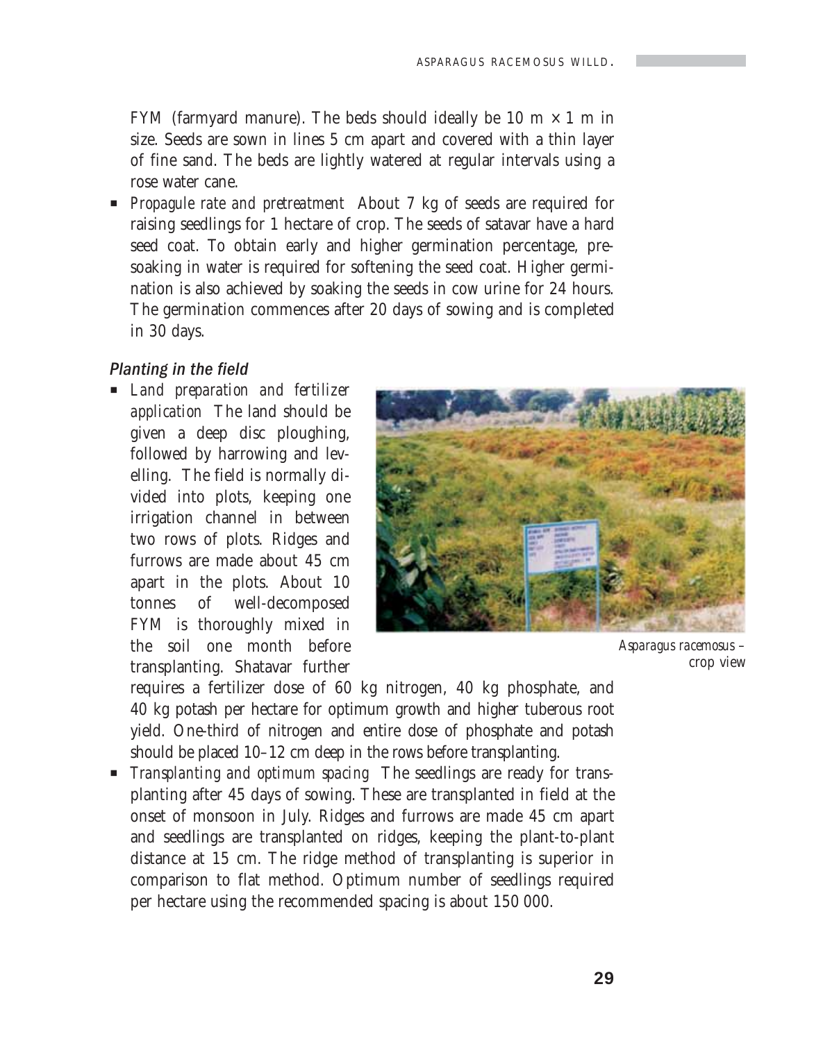FYM (farmyard manure). The beds should ideally be 10 m × 1 m in size. Seeds are sown in lines 5 cm apart and covered with a thin layer of fine sand. The beds are lightly watered at regular intervals using a rose water cane.

- *Propagule rate and pretreatment* About 7 kg of seeds are required for raising seedlings for 1 hectare of crop. The seeds of satavar have a hard seed coat. To obtain early and higher germination percentage, pre-soaking in water is required for softening the seed coat. Higher germination is also achieved by soaking the seeds in cow urine for 24 hours. The germination commences after 20 days of sowing and is completed in 30 days.

### *Planting in the field*

- *Land preparation and fertilizer application* The land should be given a deep disc ploughing, followed by harrowing and levelling. The field is normally divided into plots, keeping one irrigation channel in between two rows of plots. Ridges and furrows are made about 45 cm apart in the plots. About 10 tonnes of well-decomposed FYM is thoroughly mixed in the soil one month before transplanting. Shatavar further requires a fertilizer dose of 60 kg nitrogen, 40 kg phosphate, and 40 kg potash per hectare for optimum growth and higher tuberous root yield. One-third of nitrogen and entire dose of phosphate and potash should be placed 10–12 cm deep in the rows before transplanting.

*Asparagus racemosus* – crop view

- *Transplanting and optimum spacing* The seedlings are ready for transplanting after 45 days of sowing. These are transplanted in field at the onset of monsoon in July. Ridges and furrows are made 45 cm apart and seedlings are transplanted on ridges, keeping the plant-to-plant distance at 15 cm. The ridge method of transplanting is superior in comparison to flat method. Optimum number of seedlings required per hectare using the recommended spacing is about 150 000.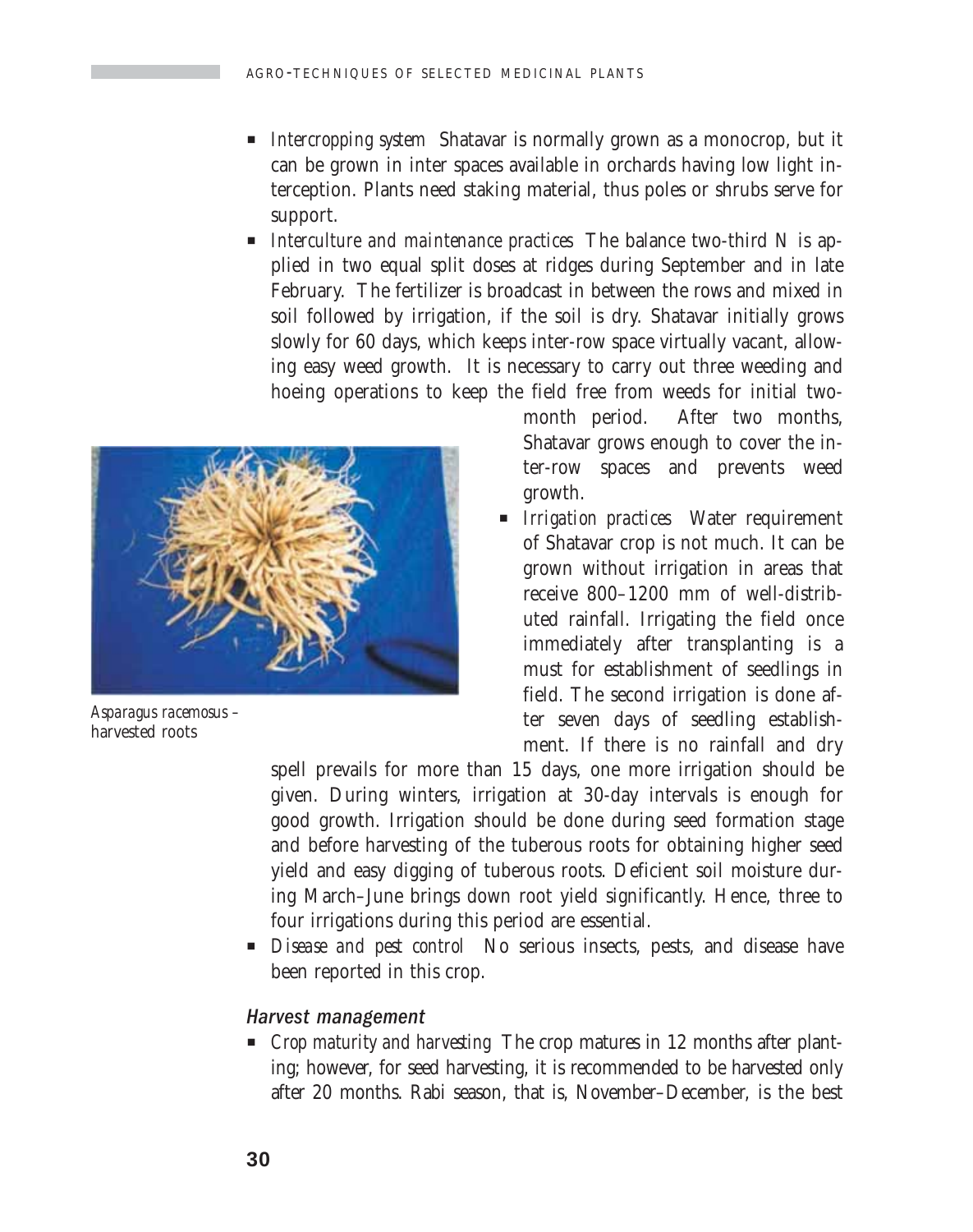- *Intercropping system* Shatavar is normally grown as a monocrop, but it can be grown in inter spaces available in orchards having low light interception. Plants need staking material, thus poles or shrubs serve for support.
- *Interculture and maintenance practices* The balance two-third N is applied in two equal split doses at ridges during September and in late February. The fertilizer is broadcast in between the rows and mixed in soil followed by irrigation, if the soil is dry. Shatavar initially grows slowly for 60 days, which keeps inter-row space virtually vacant, allowing easy weed growth. It is necessary to carry out three weeding and hoeing operations to keep the field free from weeds for initial two-month period. After two months, Shatavar grows enough to cover the inter-row spaces and prevents weed growth.
- *Irrigation practices* Water requirement of Shatavar crop is not much. It can be grown without irrigation in areas that receive 800–1200 mm of well-distributed rainfall. Irrigating the field once immediately after transplanting is a must for establishment of seedlings in field. The second irrigation is done after seven days of seedling establishment. If there is no rainfall and dry spell prevails for more than 15 days, one more irrigation should be given. During winters, irrigation at 30-day intervals is enough for good growth. Irrigation should be done during seed formation stage and before harvesting of the tuberous roots for obtaining higher seed yield and easy digging of tuberous roots. Deficient soil moisture during March–June brings down root yield significantly. Hence, three to four irrigations during this period are essential.
- *Disease and pest control* No serious insects, pests, and disease have been reported in this crop.

*Asparagus racemosus* – harvested roots

### Harvest management

- *Crop maturity and harvesting* The crop matures in 12 months after planting; however, for seed harvesting, it is recommended to be harvested only after 20 months. Rabi season, that is, November–December, is the best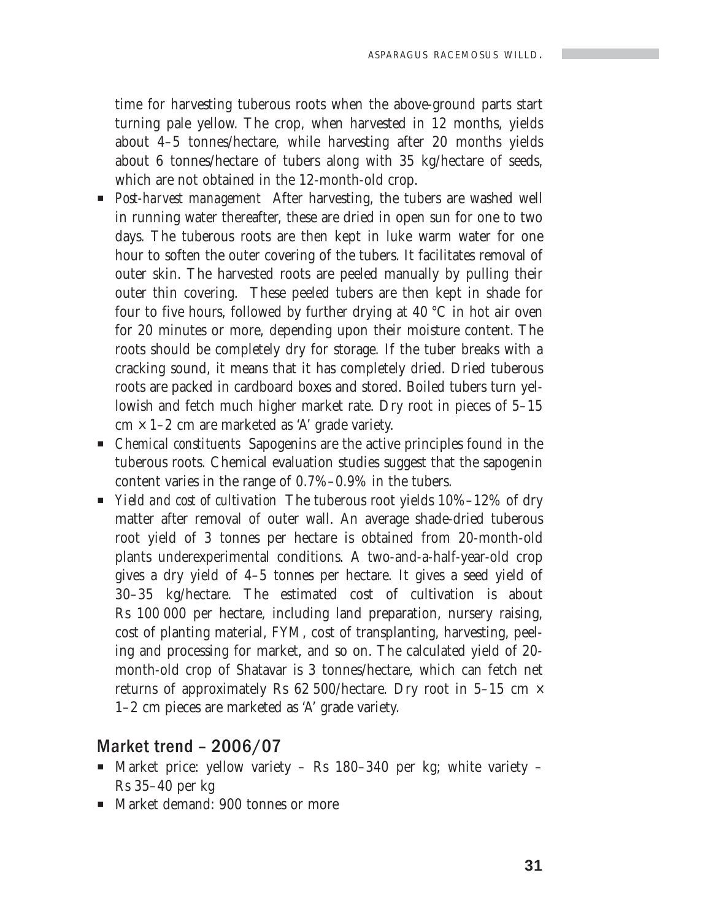time for harvesting tuberous roots when the above-ground parts start turning pale yellow. The crop, when harvested in 12 months, yields about 4–5 tonnes/hectare, while harvesting after 20 months yields about 6 tonnes/hectare of tubers along with 35 kg/hectare of seeds, which are not obtained in the 12-month-old crop.

- *Post-harvest management* After harvesting, the tubers are washed well in running water thereafter, these are dried in open sun for one to two days. The tuberous roots are then kept in luke warm water for one hour to soften the outer covering of the tubers. It facilitates removal of outer skin. The harvested roots are peeled manually by pulling their outer thin covering. These peeled tubers are then kept in shade for four to five hours, followed by further drying at 40 °C in hot air oven for 20 minutes or more, depending upon their moisture content. The roots should be completely dry for storage. If the tuber breaks with a cracking sound, it means that it has completely dried. Dried tuberous roots are packed in cardboard boxes and stored. Boiled tubers turn yellowish and fetch much higher market rate. Dry root in pieces of 5–15 cm × 1–2 cm are marketed as 'A' grade variety.
- *Chemical constituents* Sapogenins are the active principles found in the tuberous roots. Chemical evaluation studies suggest that the sapogenin content varies in the range of 0.7%–0.9% in the tubers.
- *Yield and cost of cultivation* The tuberous root yields 10%–12% of dry matter after removal of outer wall. An average shade-dried tuberous root yield of 3 tonnes per hectare is obtained from 20-month-old plants underexperimental conditions. A two-and-a-half-year-old crop gives a dry yield of 4–5 tonnes per hectare. It gives a seed yield of 30–35 kg/hectare. The estimated cost of cultivation is about Rs 100 000 per hectare, including land preparation, nursery raising, cost of planting material, FYM, cost of transplanting, harvesting, peeling and processing for market, and so on. The calculated yield of 20-month-old crop of Shatavar is 3 tonnes/hectare, which can fetch net returns of approximately Rs 62 500/hectare. Dry root in 5–15 cm × 1–2 cm pieces are marketed as 'A' grade variety.

## Market trend – 2006/07

- Market price: yellow variety – Rs 180–340 per kg; white variety – Rs 35–40 per kg
- Market demand: 900 tonnes or more